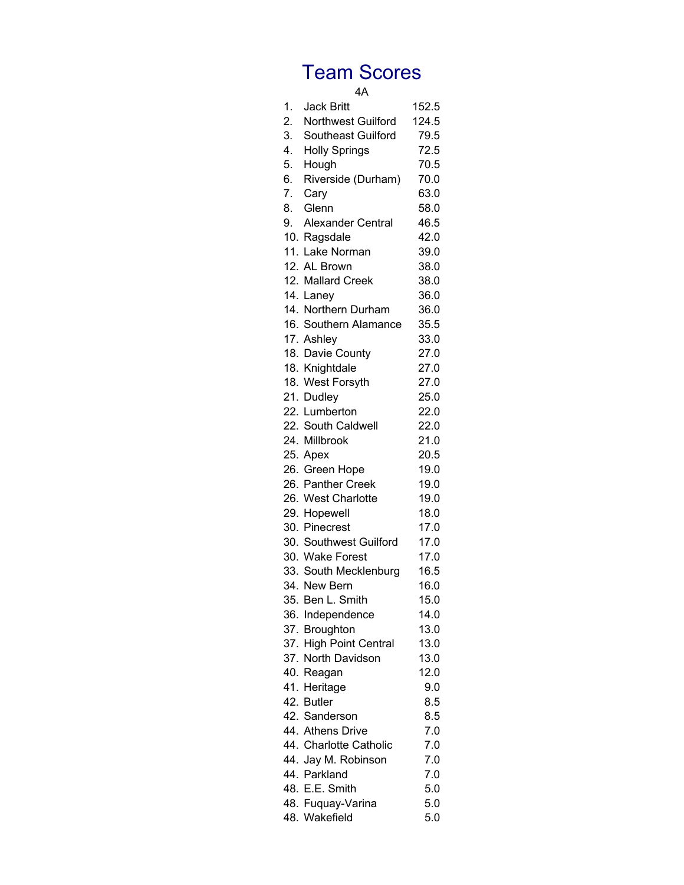# Team Scores

4A

| Rank | Team | Score |
|---|---|---|
| 1. | Jack Britt | 152.5 |
| 2. | Northwest Guilford | 124.5 |
| 3. | Southeast Guilford | 79.5 |
| 4. | Holly Springs | 72.5 |
| 5. | Hough | 70.5 |
| 6. | Riverside (Durham) | 70.0 |
| 7. | Cary | 63.0 |
| 8. | Glenn | 58.0 |
| 9. | Alexander Central | 46.5 |
| 10. | Ragsdale | 42.0 |
| 11. | Lake Norman | 39.0 |
| 12. | AL Brown | 38.0 |
| 12. | Mallard Creek | 38.0 |
| 14. | Laney | 36.0 |
| 14. | Northern Durham | 36.0 |
| 16. | Southern Alamance | 35.5 |
| 17. | Ashley | 33.0 |
| 18. | Davie County | 27.0 |
| 18. | Knightdale | 27.0 |
| 18. | West Forsyth | 27.0 |
| 21. | Dudley | 25.0 |
| 22. | Lumberton | 22.0 |
| 22. | South Caldwell | 22.0 |
| 24. | Millbrook | 21.0 |
| 25. | Apex | 20.5 |
| 26. | Green Hope | 19.0 |
| 26. | Panther Creek | 19.0 |
| 26. | West Charlotte | 19.0 |
| 29. | Hopewell | 18.0 |
| 30. | Pinecrest | 17.0 |
| 30. | Southwest Guilford | 17.0 |
| 30. | Wake Forest | 17.0 |
| 33. | South Mecklenburg | 16.5 |
| 34. | New Bern | 16.0 |
| 35. | Ben L. Smith | 15.0 |
| 36. | Independence | 14.0 |
| 37. | Broughton | 13.0 |
| 37. | High Point Central | 13.0 |
| 37. | North Davidson | 13.0 |
| 40. | Reagan | 12.0 |
| 41. | Heritage | 9.0 |
| 42. | Butler | 8.5 |
| 42. | Sanderson | 8.5 |
| 44. | Athens Drive | 7.0 |
| 44. | Charlotte Catholic | 7.0 |
| 44. | Jay M. Robinson | 7.0 |
| 44. | Parkland | 7.0 |
| 48. | E.E. Smith | 5.0 |
| 48. | Fuquay-Varina | 5.0 |
| 48. | Wakefield | 5.0 |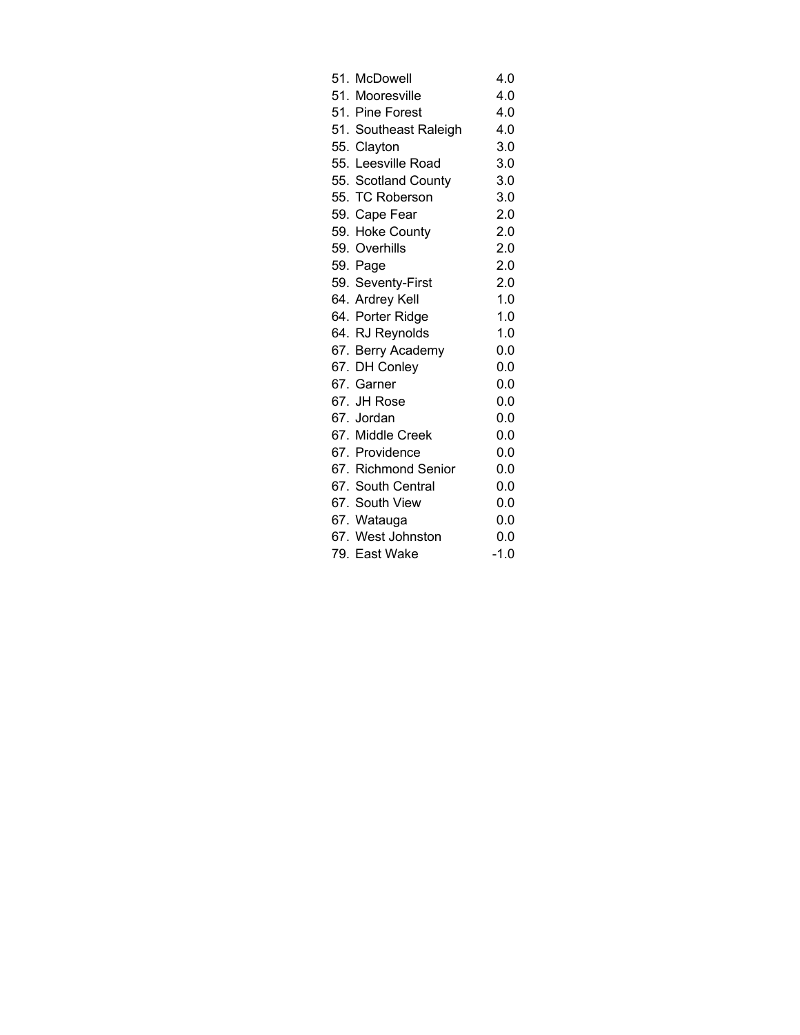| Rank | School | Points |
|---|---|---|
| 51. | McDowell | 4.0 |
| 51. | Mooresville | 4.0 |
| 51. | Pine Forest | 4.0 |
| 51. | Southeast Raleigh | 4.0 |
| 55. | Clayton | 3.0 |
| 55. | Leesville Road | 3.0 |
| 55. | Scotland County | 3.0 |
| 55. | TC Roberson | 3.0 |
| 59. | Cape Fear | 2.0 |
| 59. | Hoke County | 2.0 |
| 59. | Overhills | 2.0 |
| 59. | Page | 2.0 |
| 59. | Seventy-First | 2.0 |
| 64. | Ardrey Kell | 1.0 |
| 64. | Porter Ridge | 1.0 |
| 64. | RJ Reynolds | 1.0 |
| 67. | Berry Academy | 0.0 |
| 67. | DH Conley | 0.0 |
| 67. | Garner | 0.0 |
| 67. | JH Rose | 0.0 |
| 67. | Jordan | 0.0 |
| 67. | Middle Creek | 0.0 |
| 67. | Providence | 0.0 |
| 67. | Richmond Senior | 0.0 |
| 67. | South Central | 0.0 |
| 67. | South View | 0.0 |
| 67. | Watauga | 0.0 |
| 67. | West Johnston | 0.0 |
| 79. | East Wake | -1.0 |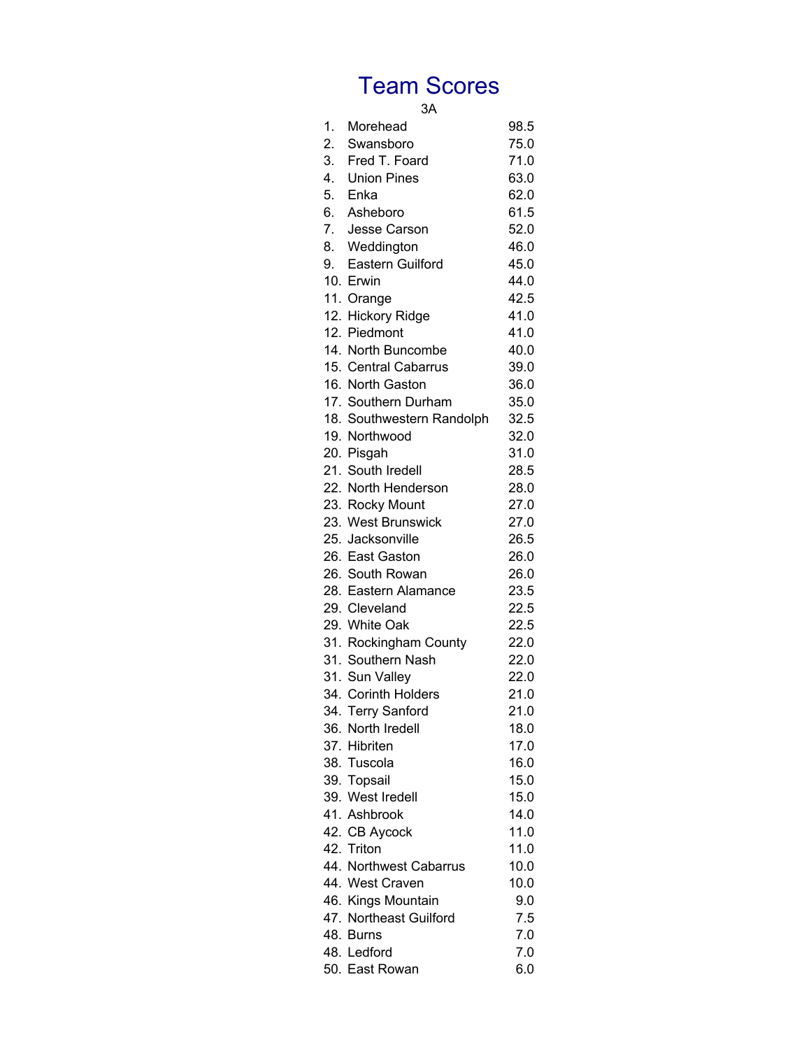# Team Scores

3A

| Rank | Team | Score |
|---|---|---|
| 1. | Morehead | 98.5 |
| 2. | Swansboro | 75.0 |
| 3. | Fred T. Foard | 71.0 |
| 4. | Union Pines | 63.0 |
| 5. | Enka | 62.0 |
| 6. | Asheboro | 61.5 |
| 7. | Jesse Carson | 52.0 |
| 8. | Weddington | 46.0 |
| 9. | Eastern Guilford | 45.0 |
| 10. | Erwin | 44.0 |
| 11. | Orange | 42.5 |
| 12. | Hickory Ridge | 41.0 |
| 12. | Piedmont | 41.0 |
| 14. | North Buncombe | 40.0 |
| 15. | Central Cabarrus | 39.0 |
| 16. | North Gaston | 36.0 |
| 17. | Southern Durham | 35.0 |
| 18. | Southwestern Randolph | 32.5 |
| 19. | Northwood | 32.0 |
| 20. | Pisgah | 31.0 |
| 21. | South Iredell | 28.5 |
| 22. | North Henderson | 28.0 |
| 23. | Rocky Mount | 27.0 |
| 23. | West Brunswick | 27.0 |
| 25. | Jacksonville | 26.5 |
| 26. | East Gaston | 26.0 |
| 26. | South Rowan | 26.0 |
| 28. | Eastern Alamance | 23.5 |
| 29. | Cleveland | 22.5 |
| 29. | White Oak | 22.5 |
| 31. | Rockingham County | 22.0 |
| 31. | Southern Nash | 22.0 |
| 31. | Sun Valley | 22.0 |
| 34. | Corinth Holders | 21.0 |
| 34. | Terry Sanford | 21.0 |
| 36. | North Iredell | 18.0 |
| 37. | Hibriten | 17.0 |
| 38. | Tuscola | 16.0 |
| 39. | Topsail | 15.0 |
| 39. | West Iredell | 15.0 |
| 41. | Ashbrook | 14.0 |
| 42. | CB Aycock | 11.0 |
| 42. | Triton | 11.0 |
| 44. | Northwest Cabarrus | 10.0 |
| 44. | West Craven | 10.0 |
| 46. | Kings Mountain | 9.0 |
| 47. | Northeast Guilford | 7.5 |
| 48. | Burns | 7.0 |
| 48. | Ledford | 7.0 |
| 50. | East Rowan | 6.0 |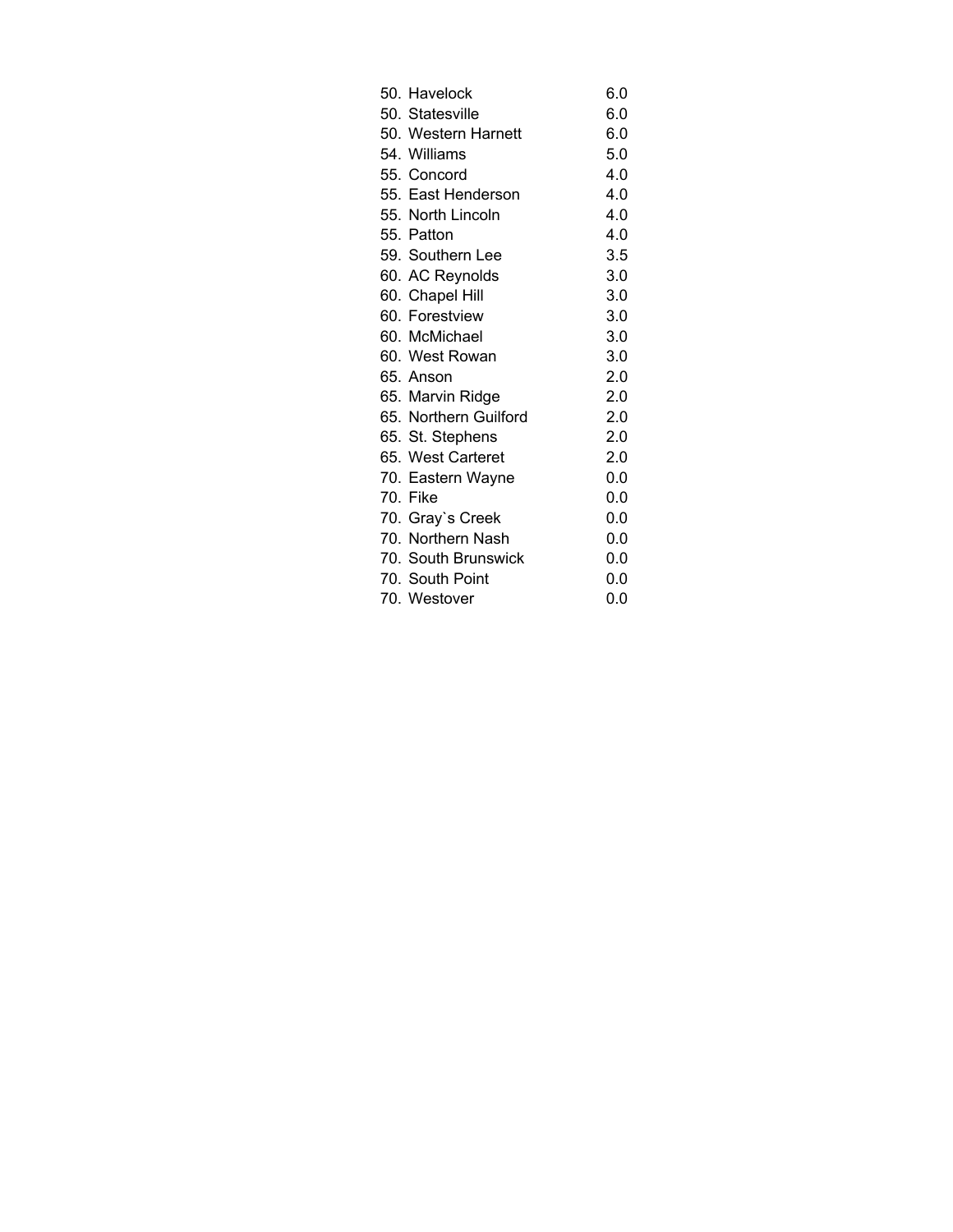| | | |
|---|---|---|
| 50. | Havelock | 6.0 |
| 50. | Statesville | 6.0 |
| 50. | Western Harnett | 6.0 |
| 54. | Williams | 5.0 |
| 55. | Concord | 4.0 |
| 55. | East Henderson | 4.0 |
| 55. | North Lincoln | 4.0 |
| 55. | Patton | 4.0 |
| 59. | Southern Lee | 3.5 |
| 60. | AC Reynolds | 3.0 |
| 60. | Chapel Hill | 3.0 |
| 60. | Forestview | 3.0 |
| 60. | McMichael | 3.0 |
| 60. | West Rowan | 3.0 |
| 65. | Anson | 2.0 |
| 65. | Marvin Ridge | 2.0 |
| 65. | Northern Guilford | 2.0 |
| 65. | St. Stephens | 2.0 |
| 65. | West Carteret | 2.0 |
| 70. | Eastern Wayne | 0.0 |
| 70. | Fike | 0.0 |
| 70. | Gray`s Creek | 0.0 |
| 70. | Northern Nash | 0.0 |
| 70. | South Brunswick | 0.0 |
| 70. | South Point | 0.0 |
| 70. | Westover | 0.0 |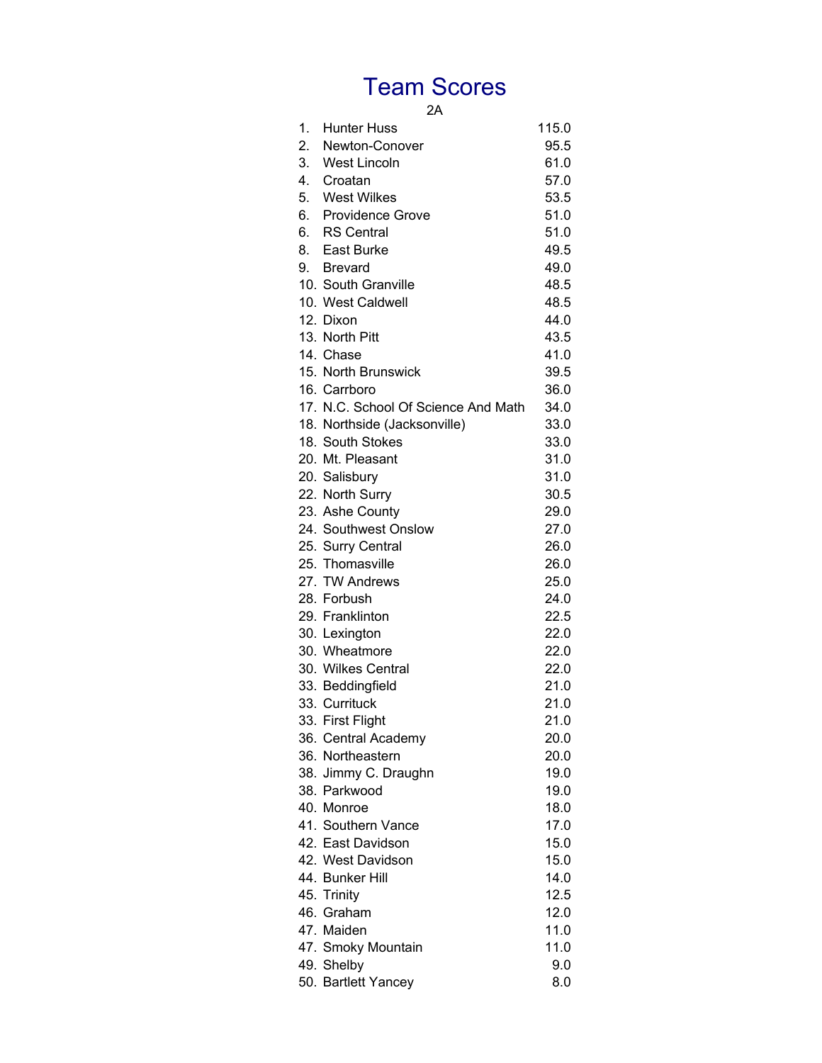# Team Scores

## 2A

| Rank | Team | Score |
|---|---|---|
| 1. | Hunter Huss | 115.0 |
| 2. | Newton-Conover | 95.5 |
| 3. | West Lincoln | 61.0 |
| 4. | Croatan | 57.0 |
| 5. | West Wilkes | 53.5 |
| 6. | Providence Grove | 51.0 |
| 6. | RS Central | 51.0 |
| 8. | East Burke | 49.5 |
| 9. | Brevard | 49.0 |
| 10. | South Granville | 48.5 |
| 10. | West Caldwell | 48.5 |
| 12. | Dixon | 44.0 |
| 13. | North Pitt | 43.5 |
| 14. | Chase | 41.0 |
| 15. | North Brunswick | 39.5 |
| 16. | Carrboro | 36.0 |
| 17. | N.C. School Of Science And Math | 34.0 |
| 18. | Northside (Jacksonville) | 33.0 |
| 18. | South Stokes | 33.0 |
| 20. | Mt. Pleasant | 31.0 |
| 20. | Salisbury | 31.0 |
| 22. | North Surry | 30.5 |
| 23. | Ashe County | 29.0 |
| 24. | Southwest Onslow | 27.0 |
| 25. | Surry Central | 26.0 |
| 25. | Thomasville | 26.0 |
| 27. | TW Andrews | 25.0 |
| 28. | Forbush | 24.0 |
| 29. | Franklinton | 22.5 |
| 30. | Lexington | 22.0 |
| 30. | Wheatmore | 22.0 |
| 30. | Wilkes Central | 22.0 |
| 33. | Beddingfield | 21.0 |
| 33. | Currituck | 21.0 |
| 33. | First Flight | 21.0 |
| 36. | Central Academy | 20.0 |
| 36. | Northeastern | 20.0 |
| 38. | Jimmy C. Draughn | 19.0 |
| 38. | Parkwood | 19.0 |
| 40. | Monroe | 18.0 |
| 41. | Southern Vance | 17.0 |
| 42. | East Davidson | 15.0 |
| 42. | West Davidson | 15.0 |
| 44. | Bunker Hill | 14.0 |
| 45. | Trinity | 12.5 |
| 46. | Graham | 12.0 |
| 47. | Maiden | 11.0 |
| 47. | Smoky Mountain | 11.0 |
| 49. | Shelby | 9.0 |
| 50. | Bartlett Yancey | 8.0 |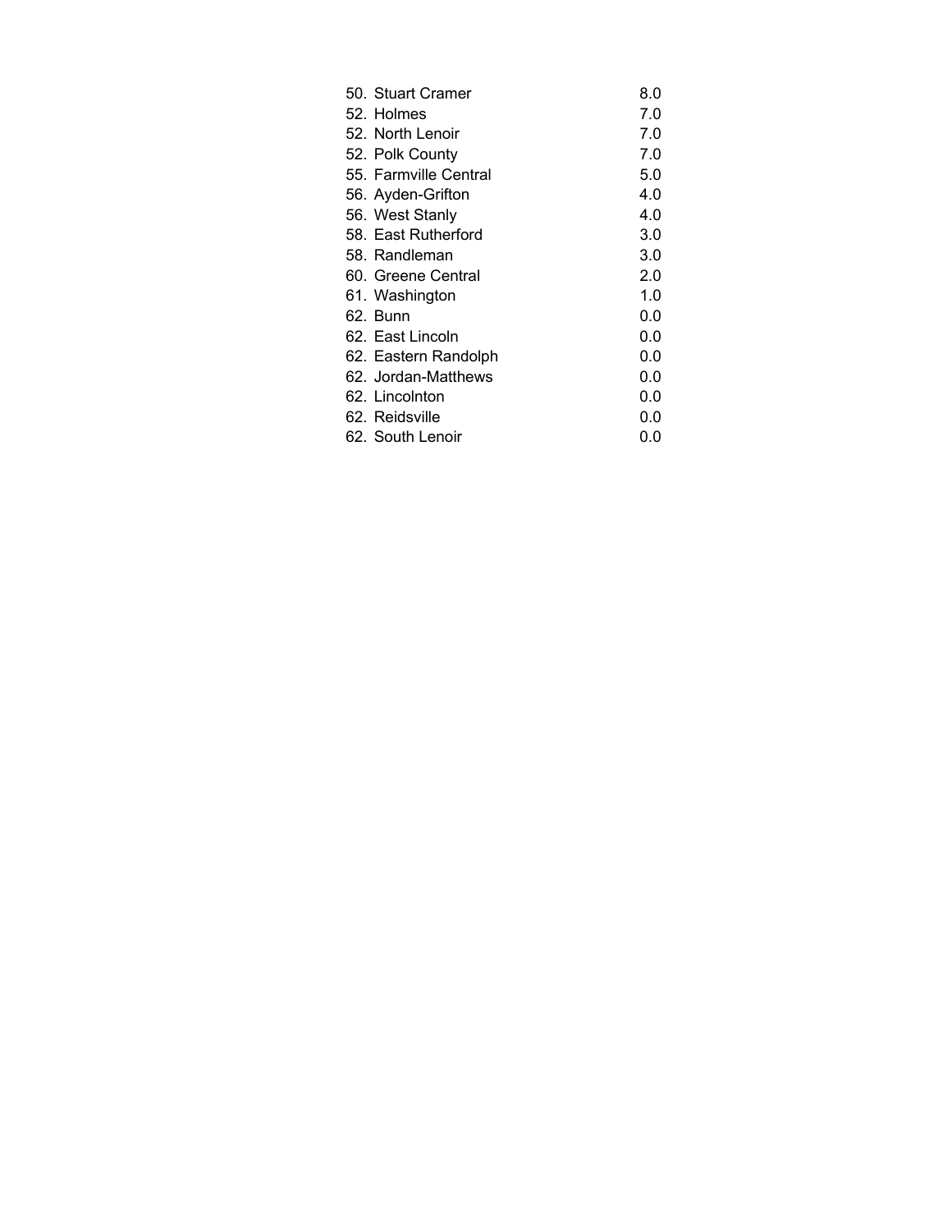| | |
|---|---|
| 50. Stuart Cramer | 8.0 |
| 52. Holmes | 7.0 |
| 52. North Lenoir | 7.0 |
| 52. Polk County | 7.0 |
| 55. Farmville Central | 5.0 |
| 56. Ayden-Grifton | 4.0 |
| 56. West Stanly | 4.0 |
| 58. East Rutherford | 3.0 |
| 58. Randleman | 3.0 |
| 60. Greene Central | 2.0 |
| 61. Washington | 1.0 |
| 62. Bunn | 0.0 |
| 62. East Lincoln | 0.0 |
| 62. Eastern Randolph | 0.0 |
| 62. Jordan-Matthews | 0.0 |
| 62. Lincolnton | 0.0 |
| 62. Reidsville | 0.0 |
| 62. South Lenoir | 0.0 |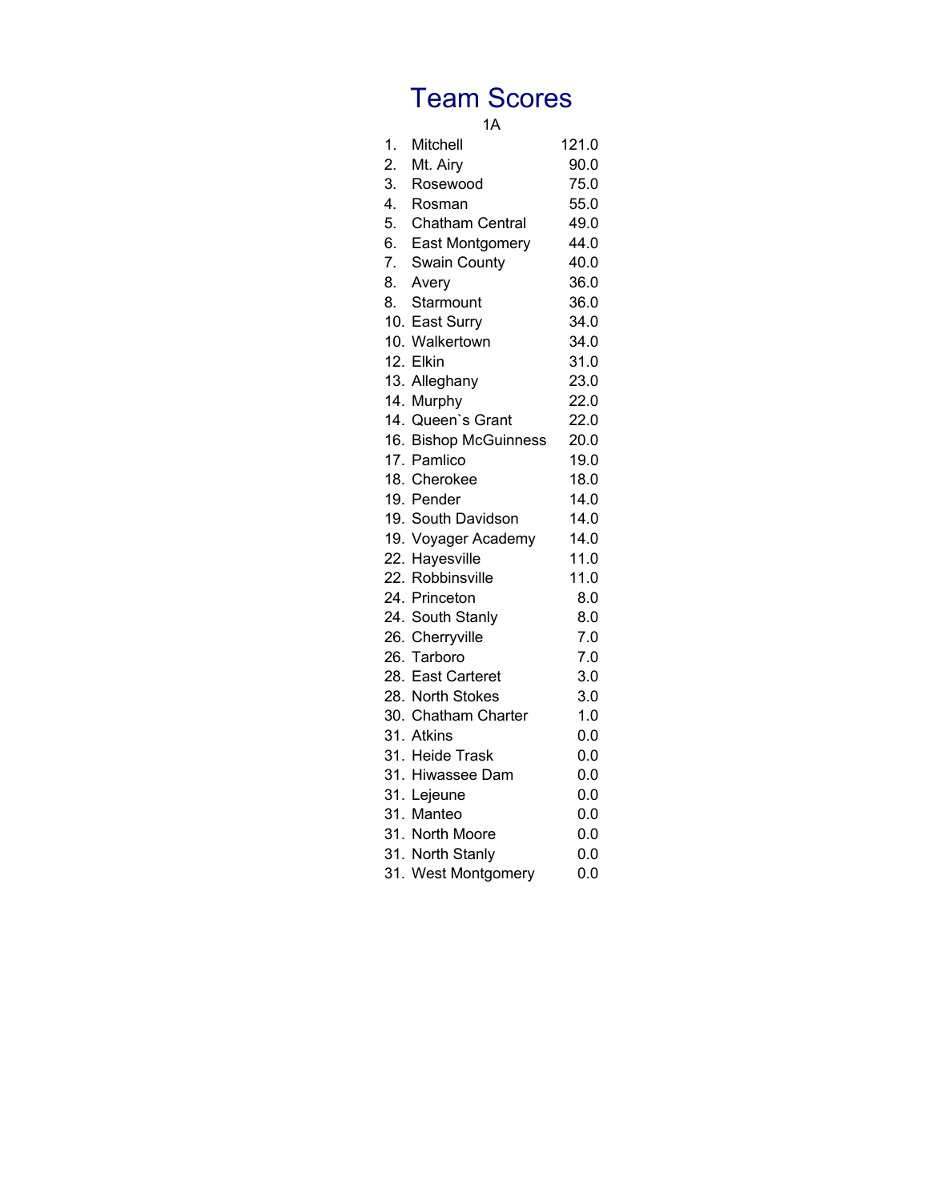# Team Scores

1A

| | | |
|---|---|---|
| 1. | Mitchell | 121.0 |
| 2. | Mt. Airy | 90.0 |
| 3. | Rosewood | 75.0 |
| 4. | Rosman | 55.0 |
| 5. | Chatham Central | 49.0 |
| 6. | East Montgomery | 44.0 |
| 7. | Swain County | 40.0 |
| 8. | Avery | 36.0 |
| 8. | Starmount | 36.0 |
| 10. | East Surry | 34.0 |
| 10. | Walkertown | 34.0 |
| 12. | Elkin | 31.0 |
| 13. | Alleghany | 23.0 |
| 14. | Murphy | 22.0 |
| 14. | Queen`s Grant | 22.0 |
| 16. | Bishop McGuinness | 20.0 |
| 17. | Pamlico | 19.0 |
| 18. | Cherokee | 18.0 |
| 19. | Pender | 14.0 |
| 19. | South Davidson | 14.0 |
| 19. | Voyager Academy | 14.0 |
| 22. | Hayesville | 11.0 |
| 22. | Robbinsville | 11.0 |
| 24. | Princeton | 8.0 |
| 24. | South Stanly | 8.0 |
| 26. | Cherryville | 7.0 |
| 26. | Tarboro | 7.0 |
| 28. | East Carteret | 3.0 |
| 28. | North Stokes | 3.0 |
| 30. | Chatham Charter | 1.0 |
| 31. | Atkins | 0.0 |
| 31. | Heide Trask | 0.0 |
| 31. | Hiwassee Dam | 0.0 |
| 31. | Lejeune | 0.0 |
| 31. | Manteo | 0.0 |
| 31. | North Moore | 0.0 |
| 31. | North Stanly | 0.0 |
| 31. | West Montgomery | 0.0 |